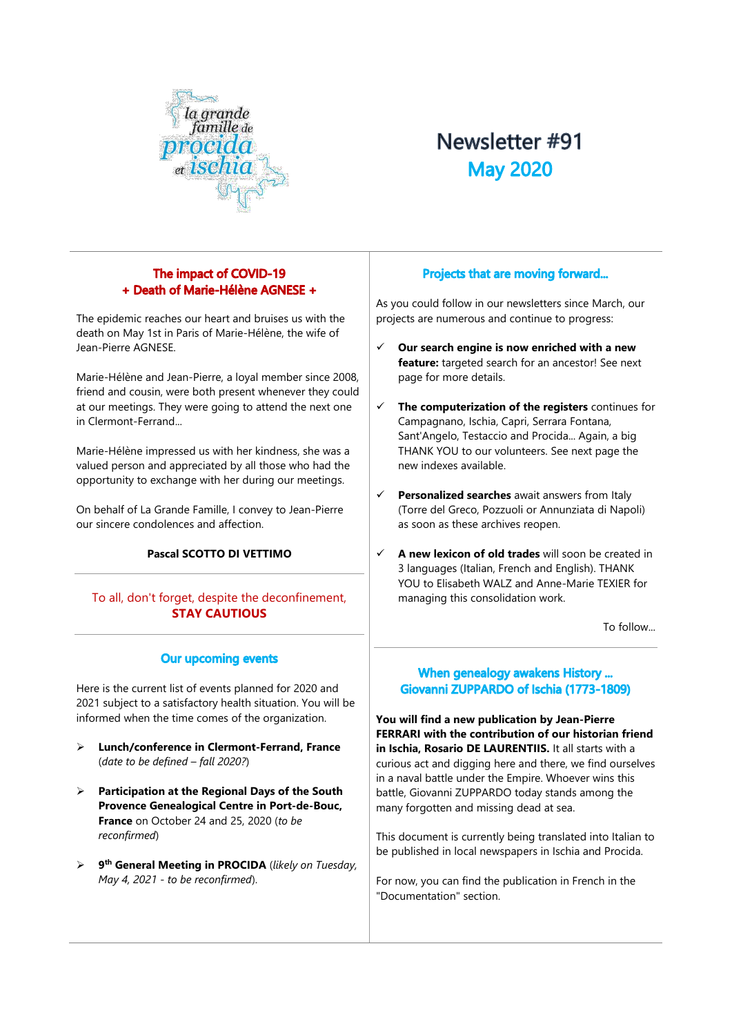# Newsletter #91
## May 2020

## The impact of COVID-19
## + Death of Marie-Hélène AGNESE +

The epidemic reaches our heart and bruises us with the death on May 1st in Paris of Marie-Hélène, the wife of Jean-Pierre AGNESE.

Marie-Hélène and Jean-Pierre, a loyal member since 2008, friend and cousin, were both present whenever they could at our meetings. They were going to attend the next one in Clermont-Ferrand…

Marie-Hélène impressed us with her kindness, she was a valued person and appreciated by all those who had the opportunity to exchange with her during our meetings.

On behalf of La Grande Famille, I convey to Jean-Pierre our sincere condolences and affection.

**Pascal SCOTTO DI VETTIMO**

To all, don't forget, despite the deconfinement,
**STAY CAUTIOUS**

## Our upcoming events

Here is the current list of events planned for 2020 and 2021 subject to a satisfactory health situation. You will be informed when the time comes of the organization.

- **Lunch/conference in Clermont-Ferrand, France** (*date to be defined – fall 2020?*)
- **Participation at the Regional Days of the South Provence Genealogical Centre in Port-de-Bouc, France** on October 24 and 25, 2020 (*to be reconfirmed*)
- **9th General Meeting in PROCIDA** (*likely on Tuesday, May 4, 2021 - to be reconfirmed*).

## Projects that are moving forward…

As you could follow in our newsletters since March, our projects are numerous and continue to progress:

- ✓ **Our search engine is now enriched with a new feature:** targeted search for an ancestor! See next page for more details.
- ✓ **The computerization of the registers** continues for Campagnano, Ischia, Capri, Serrara Fontana, Sant'Angelo, Testaccio and Procida… Again, a big THANK YOU to our volunteers. See next page the new indexes available.
- ✓ **Personalized searches** await answers from Italy (Torre del Greco, Pozzuoli or Annunziata di Napoli) as soon as these archives reopen.
- ✓ **A new lexicon of old trades** will soon be created in 3 languages (Italian, French and English). THANK YOU to Elisabeth WALZ and Anne-Marie TEXIER for managing this consolidation work.

To follow…

## When genealogy awakens History …
## Giovanni ZUPPARDO of Ischia (1773-1809)

**You will find a new publication by Jean-Pierre FERRARI with the contribution of our historian friend in Ischia, Rosario DE LAURENTIIS.** It all starts with a curious act and digging here and there, we find ourselves in a naval battle under the Empire. Whoever wins this battle, Giovanni ZUPPARDO today stands among the many forgotten and missing dead at sea.

This document is currently being translated into Italian to be published in local newspapers in Ischia and Procida.

For now, you can find the publication in French in the "Documentation" section.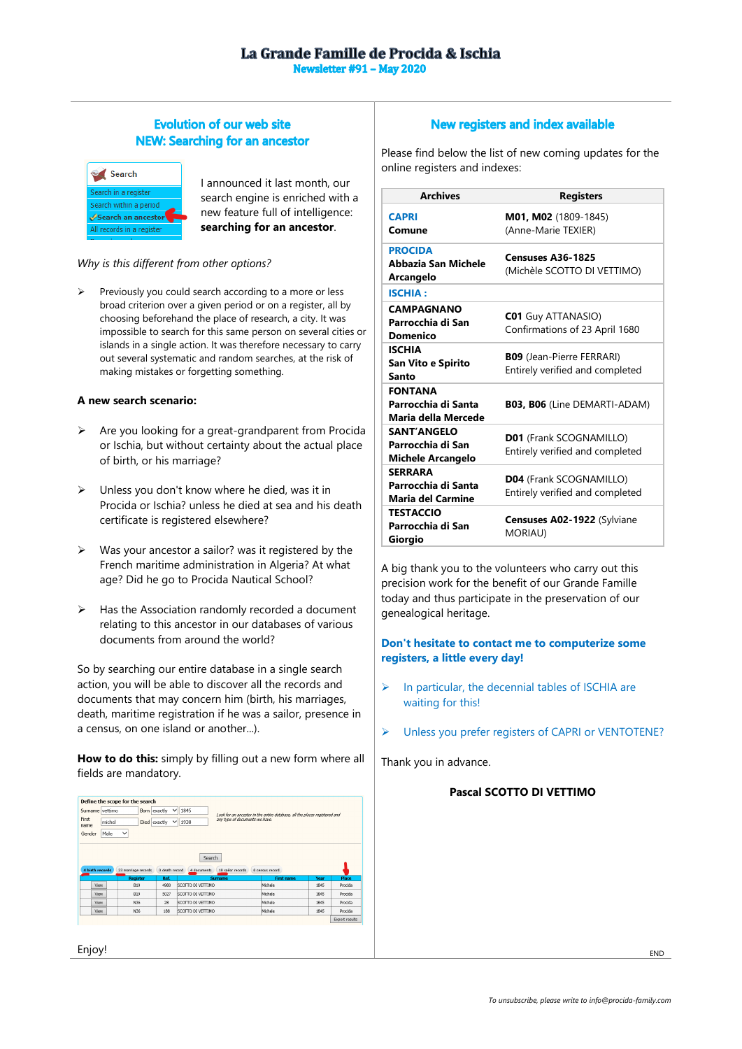# La Grande Famille de Procida & Ischia

**Newsletter #91 – May 2020**

## Evolution of our web site
## NEW: Searching for an ancestor

I announced it last month, our search engine is enriched with a new feature full of intelligence: **searching for an ancestor**.

*Why is this different from other options?*

- Previously you could search according to a more or less broad criterion over a given period or on a register, all by choosing beforehand the place of research, a city. It was impossible to search for this same person on several cities or islands in a single action. It was therefore necessary to carry out several systematic and random searches, at the risk of making mistakes or forgetting something.

**A new search scenario:**

- Are you looking for a great-grandparent from Procida or Ischia, but without certainty about the actual place of birth, or his marriage?
- Unless you don't know where he died, was it in Procida or Ischia? unless he died at sea and his death certificate is registered elsewhere?
- Was your ancestor a sailor? was it registered by the French maritime administration in Algeria? At what age? Did he go to Procida Nautical School?
- Has the Association randomly recorded a document relating to this ancestor in our databases of various documents from around the world?

So by searching our entire database in a single search action, you will be able to discover all the records and documents that may concern him (birth, his marriages, death, maritime registration if he was a sailor, presence in a census, on one island or another...).

**How to do this:** simply by filling out a new form where all fields are mandatory.

Enjoy!

## New registers and index available

Please find below the list of new coming updates for the online registers and indexes:

| Archives | Registers |
|---|---|
| **CAPRI** **Comune** | **M01, M02** (1809-1845) (Anne-Marie TEXIER) |
| **PROCIDA** **Abbazia San Michele Arcangelo** | **Censuses A36-1825** (Michèle SCOTTO DI VETTIMO) |
| **ISCHIA :** | |
| **CAMPAGNANO** **Parrocchia di San Domenico** | **C01** Guy ATTANASIO) Confirmations of 23 April 1680 |
| **ISCHIA** **San Vito e Spirito Santo** | **B09** (Jean-Pierre FERRARI) Entirely verified and completed |
| **FONTANA** **Parrocchia di Santa Maria della Mercede** | **B03, B06** (Line DEMARTI-ADAM) |
| **SANT'ANGELO** **Parrocchia di San Michele Arcangelo** | **D01** (Frank SCOGNAMILLO) Entirely verified and completed |
| **SERRARA** **Parrocchia di Santa Maria del Carmine** | **D04** (Frank SCOGNAMILLO) Entirely verified and completed |
| **TESTACCIO** **Parrocchia di San Giorgio** | **Censuses A02-1922** (Sylviane MORIAU) |

A big thank you to the volunteers who carry out this precision work for the benefit of our Grande Famille today and thus participate in the preservation of our genealogical heritage.

**Don't hesitate to contact me to computerize some registers, a little every day!**

- In particular, the decennial tables of ISCHIA are waiting for this!
- Unless you prefer registers of CAPRI or VENTOTENE?

Thank you in advance.

**Pascal SCOTTO DI VETTIMO**

END

*To unsubscribe, please write to info@procida-family.com*